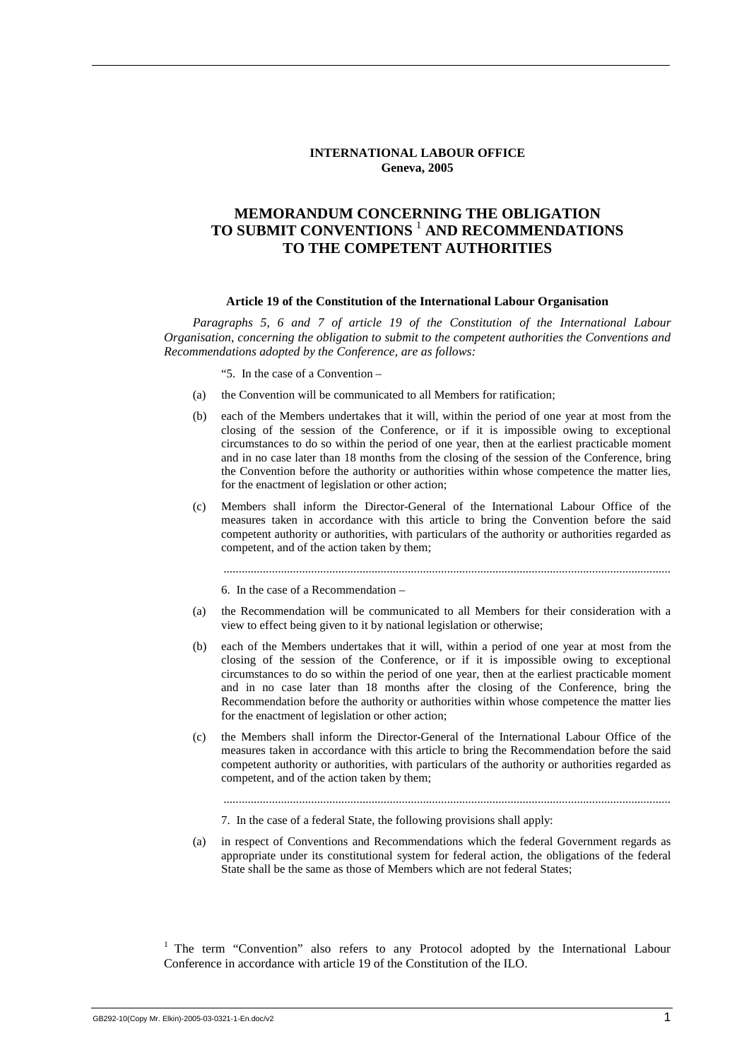**INTERNATIONAL LABOUR OFFICE**
**Geneva, 2005**

# MEMORANDUM CONCERNING THE OBLIGATION TO SUBMIT CONVENTIONS [1] AND RECOMMENDATIONS TO THE COMPETENT AUTHORITIES

### Article 19 of the Constitution of the International Labour Organisation

*Paragraphs 5, 6 and 7 of article 19 of the Constitution of the International Labour Organisation, concerning the obligation to submit to the competent authorities the Conventions and Recommendations adopted by the Conference, are as follows:*

"5. In the case of a Convention –

(a) the Convention will be communicated to all Members for ratification;

(b) each of the Members undertakes that it will, within the period of one year at most from the closing of the session of the Conference, or if it is impossible owing to exceptional circumstances to do so within the period of one year, then at the earliest practicable moment and in no case later than 18 months from the closing of the session of the Conference, bring the Convention before the authority or authorities within whose competence the matter lies, for the enactment of legislation or other action;

(c) Members shall inform the Director-General of the International Labour Office of the measures taken in accordance with this article to bring the Convention before the said competent authority or authorities, with particulars of the authority or authorities regarded as competent, and of the action taken by them;

.................................................................................................................................................

6. In the case of a Recommendation –

(a) the Recommendation will be communicated to all Members for their consideration with a view to effect being given to it by national legislation or otherwise;

(b) each of the Members undertakes that it will, within a period of one year at most from the closing of the session of the Conference, or if it is impossible owing to exceptional circumstances to do so within the period of one year, then at the earliest practicable moment and in no case later than 18 months after the closing of the Conference, bring the Recommendation before the authority or authorities within whose competence the matter lies for the enactment of legislation or other action;

(c) the Members shall inform the Director-General of the International Labour Office of the measures taken in accordance with this article to bring the Recommendation before the said competent authority or authorities, with particulars of the authority or authorities regarded as competent, and of the action taken by them;

.................................................................................................................................................

7. In the case of a federal State, the following provisions shall apply:

(a) in respect of Conventions and Recommendations which the federal Government regards as appropriate under its constitutional system for federal action, the obligations of the federal State shall be the same as those of Members which are not federal States;

[1] The term "Convention" also refers to any Protocol adopted by the International Labour Conference in accordance with article 19 of the Constitution of the ILO.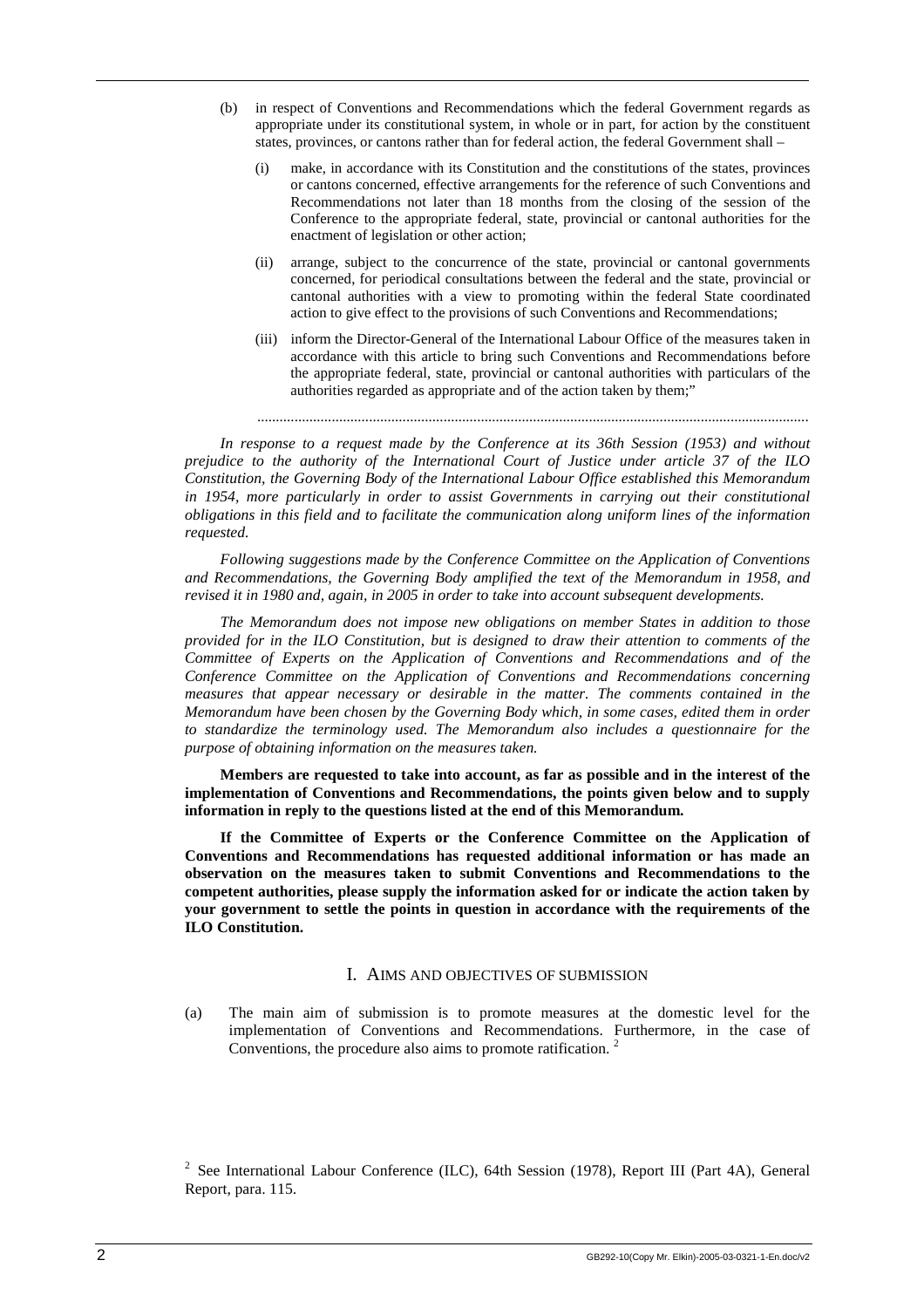(b) in respect of Conventions and Recommendations which the federal Government regards as appropriate under its constitutional system, in whole or in part, for action by the constituent states, provinces, or cantons rather than for federal action, the federal Government shall –

   (i) make, in accordance with its Constitution and the constitutions of the states, provinces or cantons concerned, effective arrangements for the reference of such Conventions and Recommendations not later than 18 months from the closing of the session of the Conference to the appropriate federal, state, provincial or cantonal authorities for the enactment of legislation or other action;

   (ii) arrange, subject to the concurrence of the state, provincial or cantonal governments concerned, for periodical consultations between the federal and the state, provincial or cantonal authorities with a view to promoting within the federal State coordinated action to give effect to the provisions of such Conventions and Recommendations;

   (iii) inform the Director-General of the International Labour Office of the measures taken in accordance with this article to bring such Conventions and Recommendations before the appropriate federal, state, provincial or cantonal authorities with particulars of the authorities regarded as appropriate and of the action taken by them;"

.....................................................................................................................................................

*In response to a request made by the Conference at its 36th Session (1953) and without prejudice to the authority of the International Court of Justice under article 37 of the ILO Constitution, the Governing Body of the International Labour Office established this Memorandum in 1954, more particularly in order to assist Governments in carrying out their constitutional obligations in this field and to facilitate the communication along uniform lines of the information requested.*

*Following suggestions made by the Conference Committee on the Application of Conventions and Recommendations, the Governing Body amplified the text of the Memorandum in 1958, and revised it in 1980 and, again, in 2005 in order to take into account subsequent developments.*

*The Memorandum does not impose new obligations on member States in addition to those provided for in the ILO Constitution, but is designed to draw their attention to comments of the Committee of Experts on the Application of Conventions and Recommendations and of the Conference Committee on the Application of Conventions and Recommendations concerning measures that appear necessary or desirable in the matter. The comments contained in the Memorandum have been chosen by the Governing Body which, in some cases, edited them in order to standardize the terminology used. The Memorandum also includes a questionnaire for the purpose of obtaining information on the measures taken.*

**Members are requested to take into account, as far as possible and in the interest of the implementation of Conventions and Recommendations, the points given below and to supply information in reply to the questions listed at the end of this Memorandum.**

**If the Committee of Experts or the Conference Committee on the Application of Conventions and Recommendations has requested additional information or has made an observation on the measures taken to submit Conventions and Recommendations to the competent authorities, please supply the information asked for or indicate the action taken by your government to settle the points in question in accordance with the requirements of the ILO Constitution.**

## I. AIMS AND OBJECTIVES OF SUBMISSION

(a) The main aim of submission is to promote measures at the domestic level for the implementation of Conventions and Recommendations. Furthermore, in the case of Conventions, the procedure also aims to promote ratification. [2]

[2] See International Labour Conference (ILC), 64th Session (1978), Report III (Part 4A), General Report, para. 115.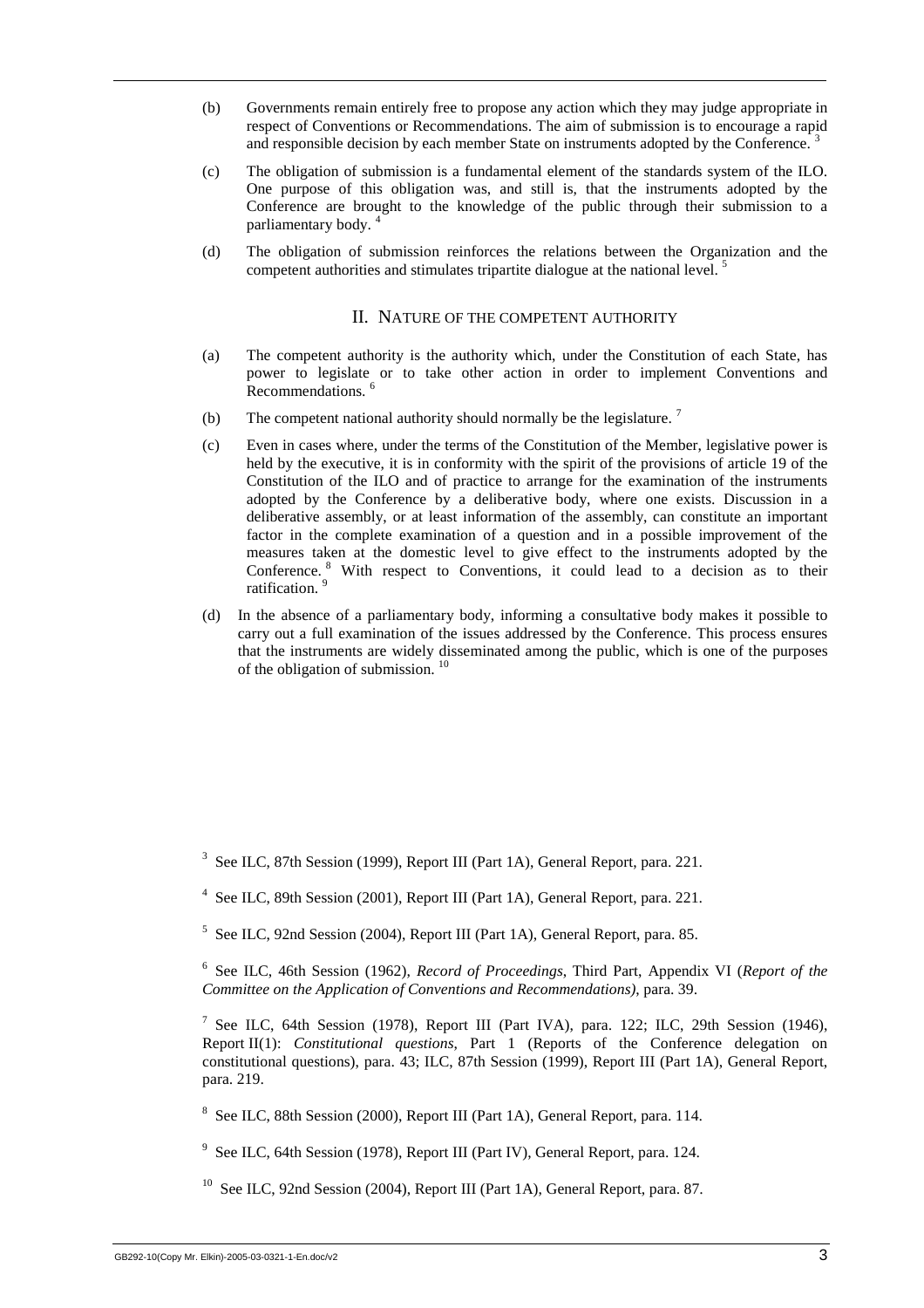(b) Governments remain entirely free to propose any action which they may judge appropriate in respect of Conventions or Recommendations. The aim of submission is to encourage a rapid and responsible decision by each member State on instruments adopted by the Conference. [3]

(c) The obligation of submission is a fundamental element of the standards system of the ILO. One purpose of this obligation was, and still is, that the instruments adopted by the Conference are brought to the knowledge of the public through their submission to a parliamentary body. [4]

(d) The obligation of submission reinforces the relations between the Organization and the competent authorities and stimulates tripartite dialogue at the national level. [5]

## II. Nature of the competent authority

(a) The competent authority is the authority which, under the Constitution of each State, has power to legislate or to take other action in order to implement Conventions and Recommendations. [6]

(b) The competent national authority should normally be the legislature. [7]

(c) Even in cases where, under the terms of the Constitution of the Member, legislative power is held by the executive, it is in conformity with the spirit of the provisions of article 19 of the Constitution of the ILO and of practice to arrange for the examination of the instruments adopted by the Conference by a deliberative body, where one exists. Discussion in a deliberative assembly, or at least information of the assembly, can constitute an important factor in the complete examination of a question and in a possible improvement of the measures taken at the domestic level to give effect to the instruments adopted by the Conference. [8] With respect to Conventions, it could lead to a decision as to their ratification. [9]

(d) In the absence of a parliamentary body, informing a consultative body makes it possible to carry out a full examination of the issues addressed by the Conference. This process ensures that the instruments are widely disseminated among the public, which is one of the purposes of the obligation of submission. [10]

---

[3] See ILC, 87th Session (1999), Report III (Part 1A), General Report, para. 221.

[4] See ILC, 89th Session (2001), Report III (Part 1A), General Report, para. 221.

[5] See ILC, 92nd Session (2004), Report III (Part 1A), General Report, para. 85.

[6] See ILC, 46th Session (1962), *Record of Proceedings*, Third Part, Appendix VI (*Report of the Committee on the Application of Conventions and Recommendations)*, para. 39.

[7] See ILC, 64th Session (1978), Report III (Part IVA), para. 122; ILC, 29th Session (1946), Report II(1): *Constitutional questions*, Part 1 (Reports of the Conference delegation on constitutional questions), para. 43; ILC, 87th Session (1999), Report III (Part 1A), General Report, para. 219.

[8] See ILC, 88th Session (2000), Report III (Part 1A), General Report, para. 114.

[9] See ILC, 64th Session (1978), Report III (Part IV), General Report, para. 124.

[10] See ILC, 92nd Session (2004), Report III (Part 1A), General Report, para. 87.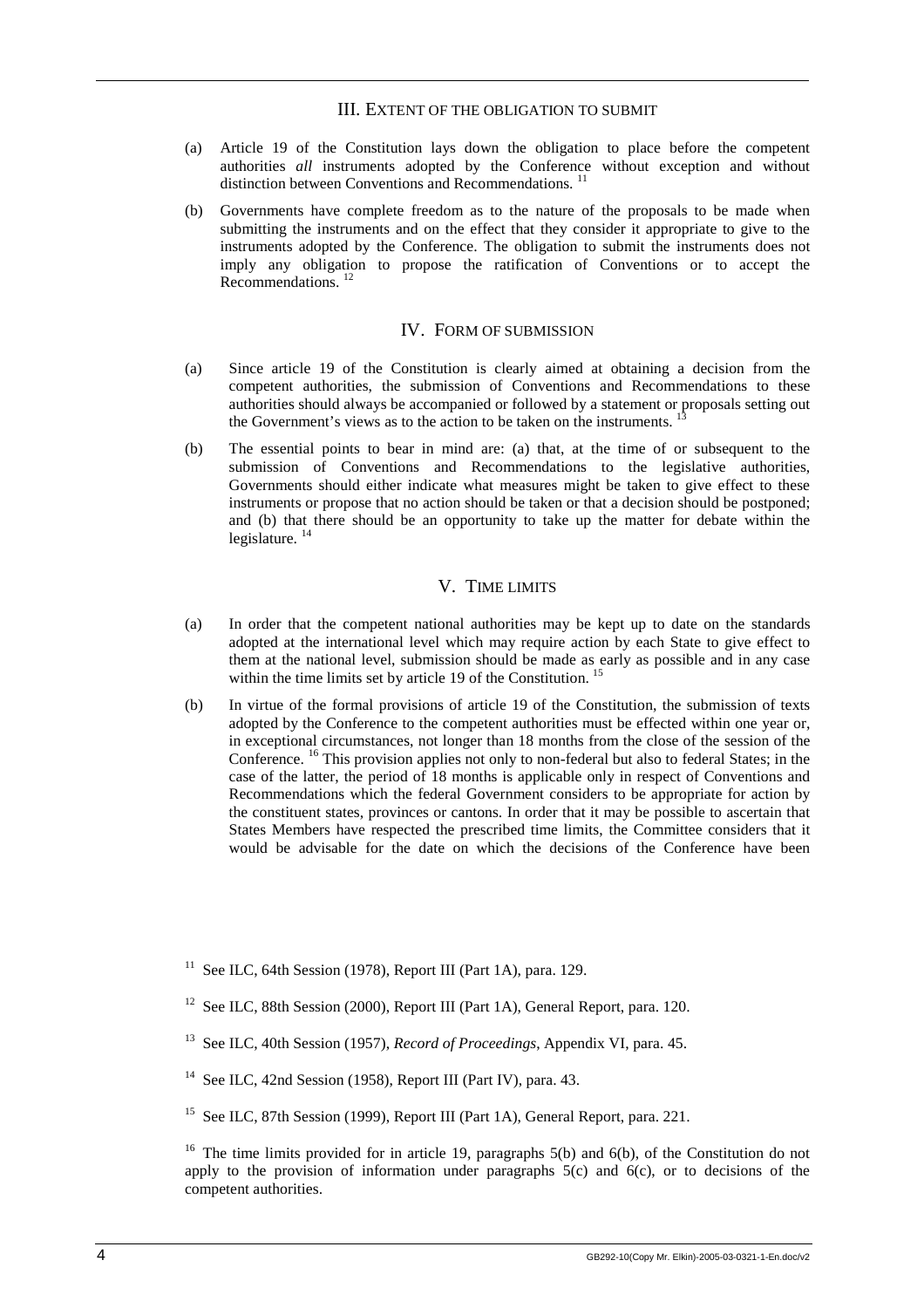## III. Extent of the obligation to submit

(a) Article 19 of the Constitution lays down the obligation to place before the competent authorities *all* instruments adopted by the Conference without exception and without distinction between Conventions and Recommendations. [11]

(b) Governments have complete freedom as to the nature of the proposals to be made when submitting the instruments and on the effect that they consider it appropriate to give to the instruments adopted by the Conference. The obligation to submit the instruments does not imply any obligation to propose the ratification of Conventions or to accept the Recommendations. [12]

## IV. Form of submission

(a) Since article 19 of the Constitution is clearly aimed at obtaining a decision from the competent authorities, the submission of Conventions and Recommendations to these authorities should always be accompanied or followed by a statement or proposals setting out the Government's views as to the action to be taken on the instruments. [13]

(b) The essential points to bear in mind are: (a) that, at the time of or subsequent to the submission of Conventions and Recommendations to the legislative authorities, Governments should either indicate what measures might be taken to give effect to these instruments or propose that no action should be taken or that a decision should be postponed; and (b) that there should be an opportunity to take up the matter for debate within the legislature. [14]

## V. Time limits

(a) In order that the competent national authorities may be kept up to date on the standards adopted at the international level which may require action by each State to give effect to them at the national level, submission should be made as early as possible and in any case within the time limits set by article 19 of the Constitution. [15]

(b) In virtue of the formal provisions of article 19 of the Constitution, the submission of texts adopted by the Conference to the competent authorities must be effected within one year or, in exceptional circumstances, not longer than 18 months from the close of the session of the Conference. [16] This provision applies not only to non-federal but also to federal States; in the case of the latter, the period of 18 months is applicable only in respect of Conventions and Recommendations which the federal Government considers to be appropriate for action by the constituent states, provinces or cantons. In order that it may be possible to ascertain that States Members have respected the prescribed time limits, the Committee considers that it would be advisable for the date on which the decisions of the Conference have been

---

[11] See ILC, 64th Session (1978), Report III (Part 1A), para. 129.

[12] See ILC, 88th Session (2000), Report III (Part 1A), General Report, para. 120.

[13] See ILC, 40th Session (1957), *Record of Proceedings*, Appendix VI, para. 45.

[14] See ILC, 42nd Session (1958), Report III (Part IV), para. 43.

[15] See ILC, 87th Session (1999), Report III (Part 1A), General Report, para. 221.

[16] The time limits provided for in article 19, paragraphs 5(b) and 6(b), of the Constitution do not apply to the provision of information under paragraphs 5(c) and 6(c), or to decisions of the competent authorities.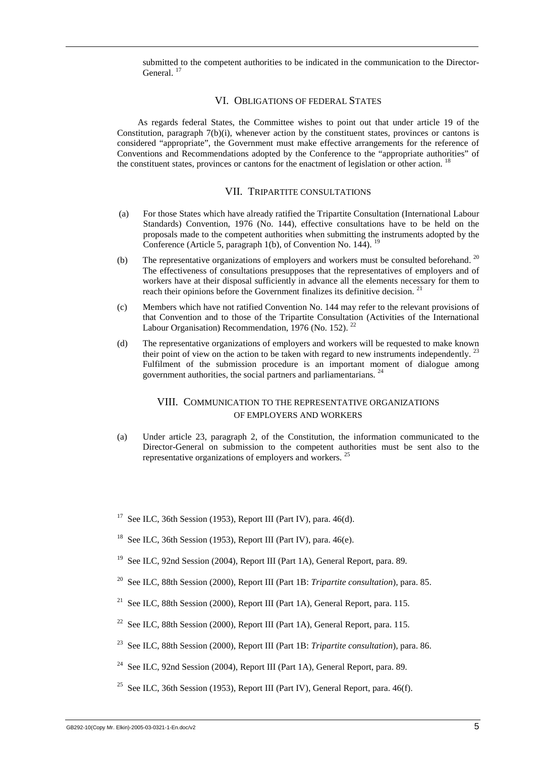submitted to the competent authorities to be indicated in the communication to the Director-General. [17]

## VI. Obligations of federal States

As regards federal States, the Committee wishes to point out that under article 19 of the Constitution, paragraph 7(b)(i), whenever action by the constituent states, provinces or cantons is considered "appropriate", the Government must make effective arrangements for the reference of Conventions and Recommendations adopted by the Conference to the "appropriate authorities" of the constituent states, provinces or cantons for the enactment of legislation or other action. [18]

## VII. Tripartite consultations

(a) For those States which have already ratified the Tripartite Consultation (International Labour Standards) Convention, 1976 (No. 144), effective consultations have to be held on the proposals made to the competent authorities when submitting the instruments adopted by the Conference (Article 5, paragraph 1(b), of Convention No. 144). [19]

(b) The representative organizations of employers and workers must be consulted beforehand. [20] The effectiveness of consultations presupposes that the representatives of employers and of workers have at their disposal sufficiently in advance all the elements necessary for them to reach their opinions before the Government finalizes its definitive decision. [21]

(c) Members which have not ratified Convention No. 144 may refer to the relevant provisions of that Convention and to those of the Tripartite Consultation (Activities of the International Labour Organisation) Recommendation, 1976 (No. 152). [22]

(d) The representative organizations of employers and workers will be requested to make known their point of view on the action to be taken with regard to new instruments independently. [23] Fulfilment of the submission procedure is an important moment of dialogue among government authorities, the social partners and parliamentarians. [24]

## VIII. Communication to the representative organizations of employers and workers

(a) Under article 23, paragraph 2, of the Constitution, the information communicated to the Director-General on submission to the competent authorities must be sent also to the representative organizations of employers and workers. [25]

---

[17] See ILC, 36th Session (1953), Report III (Part IV), para. 46(d).

[18] See ILC, 36th Session (1953), Report III (Part IV), para. 46(e).

[19] See ILC, 92nd Session (2004), Report III (Part 1A), General Report, para. 89.

[20] See ILC, 88th Session (2000), Report III (Part 1B: *Tripartite consultation*), para. 85.

[21] See ILC, 88th Session (2000), Report III (Part 1A), General Report, para. 115.

[22] See ILC, 88th Session (2000), Report III (Part 1A), General Report, para. 115.

[23] See ILC, 88th Session (2000), Report III (Part 1B: *Tripartite consultation*), para. 86.

[24] See ILC, 92nd Session (2004), Report III (Part 1A), General Report, para. 89.

[25] See ILC, 36th Session (1953), Report III (Part IV), General Report, para. 46(f).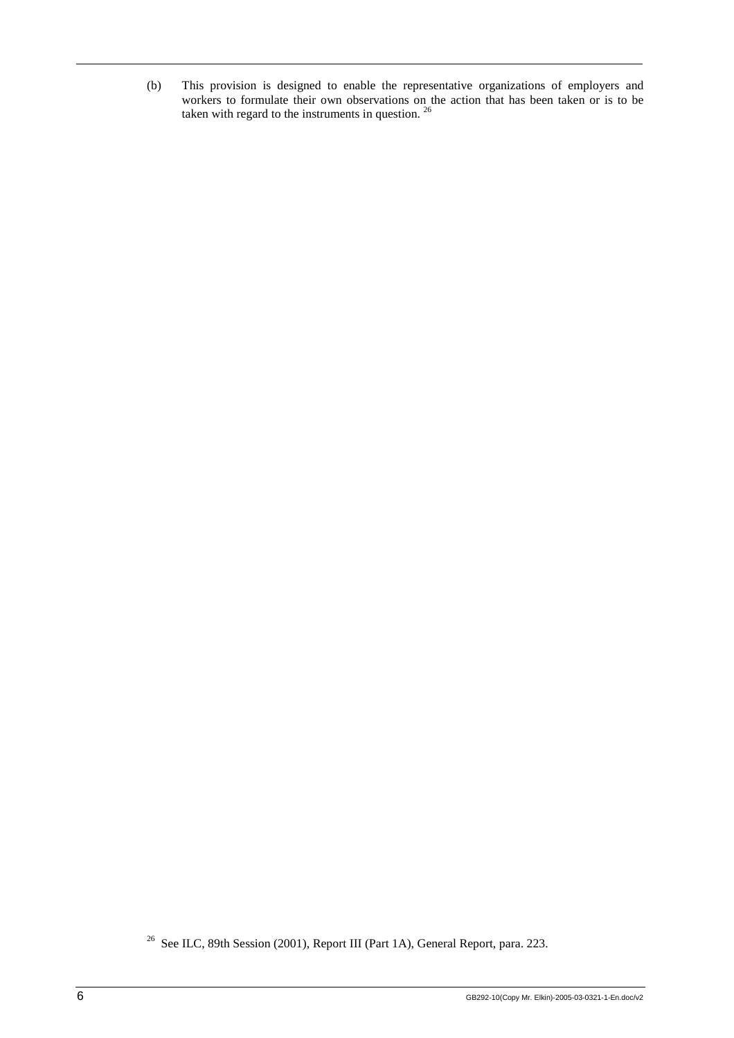(b) This provision is designed to enable the representative organizations of employers and workers to formulate their own observations on the action that has been taken or is to be taken with regard to the instruments in question. [26]

[26] See ILC, 89th Session (2001), Report III (Part 1A), General Report, para. 223.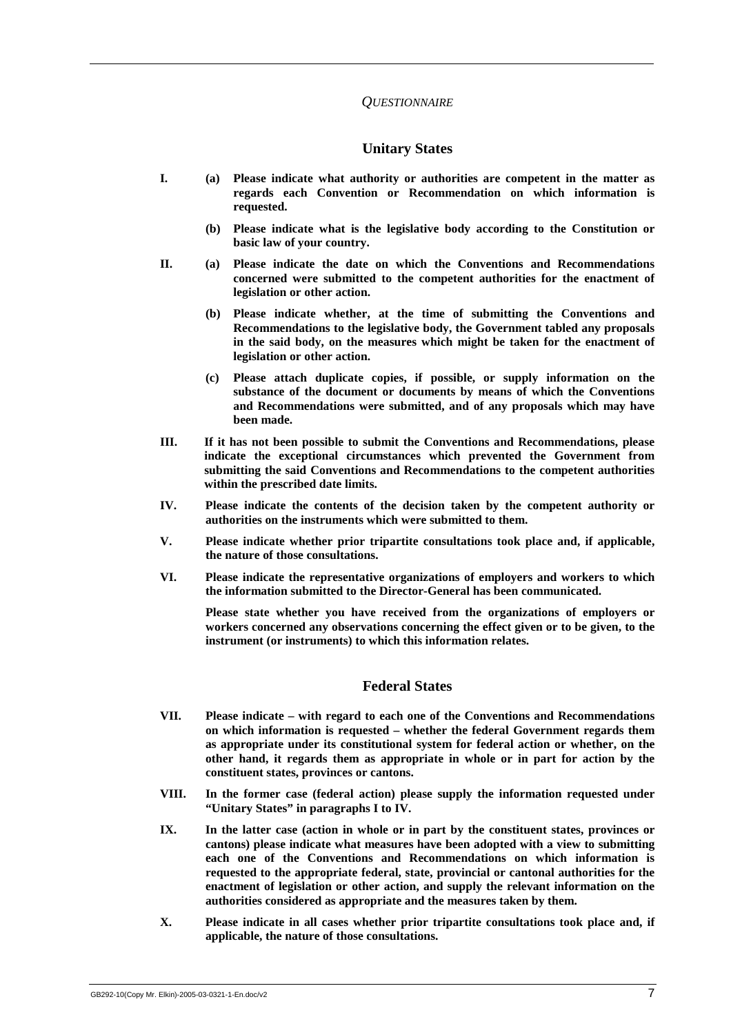*QUESTIONNAIRE*

## Unitary States

**I. (a) Please indicate what authority or authorities are competent in the matter as regards each Convention or Recommendation on which information is requested.**

**(b) Please indicate what is the legislative body according to the Constitution or basic law of your country.**

**II. (a) Please indicate the date on which the Conventions and Recommendations concerned were submitted to the competent authorities for the enactment of legislation or other action.**

**(b) Please indicate whether, at the time of submitting the Conventions and Recommendations to the legislative body, the Government tabled any proposals in the said body, on the measures which might be taken for the enactment of legislation or other action.**

**(c) Please attach duplicate copies, if possible, or supply information on the substance of the document or documents by means of which the Conventions and Recommendations were submitted, and of any proposals which may have been made.**

**III. If it has not been possible to submit the Conventions and Recommendations, please indicate the exceptional circumstances which prevented the Government from submitting the said Conventions and Recommendations to the competent authorities within the prescribed date limits.**

**IV. Please indicate the contents of the decision taken by the competent authority or authorities on the instruments which were submitted to them.**

**V. Please indicate whether prior tripartite consultations took place and, if applicable, the nature of those consultations.**

**VI. Please indicate the representative organizations of employers and workers to which the information submitted to the Director-General has been communicated.**

**Please state whether you have received from the organizations of employers or workers concerned any observations concerning the effect given or to be given, to the instrument (or instruments) to which this information relates.**

## Federal States

**VII. Please indicate – with regard to each one of the Conventions and Recommendations on which information is requested – whether the federal Government regards them as appropriate under its constitutional system for federal action or whether, on the other hand, it regards them as appropriate in whole or in part for action by the constituent states, provinces or cantons.**

**VIII. In the former case (federal action) please supply the information requested under "Unitary States" in paragraphs I to IV.**

**IX. In the latter case (action in whole or in part by the constituent states, provinces or cantons) please indicate what measures have been adopted with a view to submitting each one of the Conventions and Recommendations on which information is requested to the appropriate federal, state, provincial or cantonal authorities for the enactment of legislation or other action, and supply the relevant information on the authorities considered as appropriate and the measures taken by them.**

**X. Please indicate in all cases whether prior tripartite consultations took place and, if applicable, the nature of those consultations.**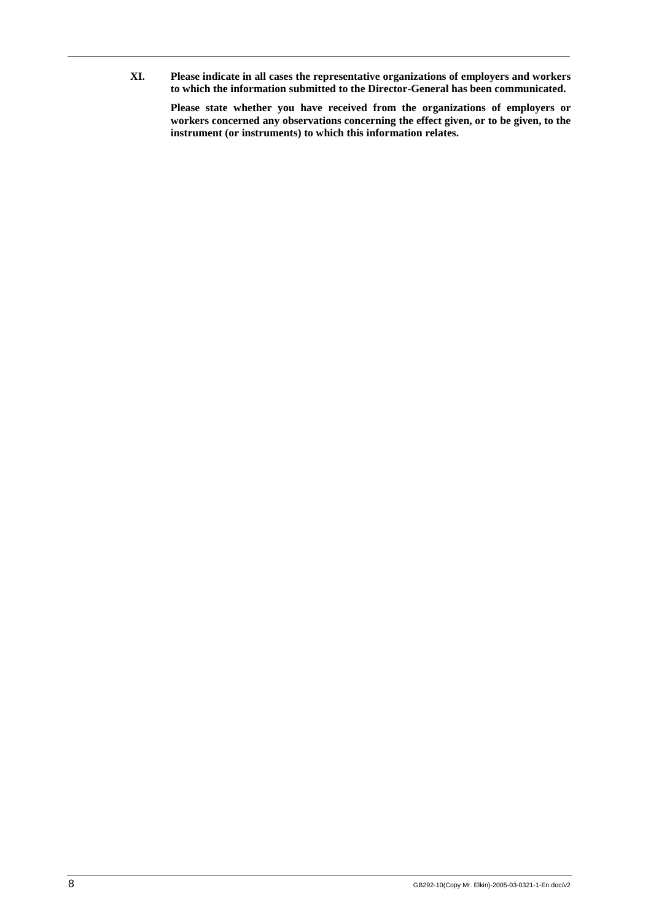**XI. Please indicate in all cases the representative organizations of employers and workers to which the information submitted to the Director-General has been communicated.**

**Please state whether you have received from the organizations of employers or workers concerned any observations concerning the effect given, or to be given, to the instrument (or instruments) to which this information relates.**